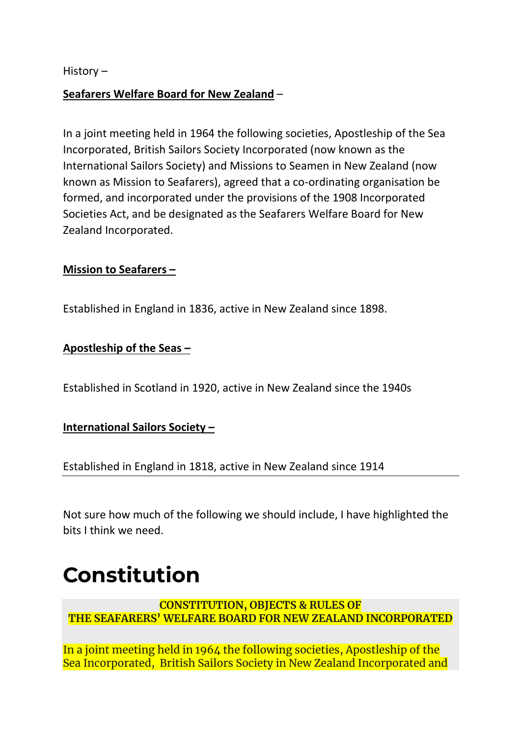History –

**<u>Seafarers Welfare Board for New Zealand</u>** –

In a joint meeting held in 1964 the following societies, Apostleship of the Sea Incorporated, British Sailors Society Incorporated (now known as the International Sailors Society) and Missions to Seamen in New Zealand (now known as Mission to Seafarers), agreed that a co-ordinating organisation be formed, and incorporated under the provisions of the 1908 Incorporated Societies Act, and be designated as the Seafarers Welfare Board for New Zealand Incorporated.

**<u>Mission to Seafarers –</u>**

Established in England in 1836, active in New Zealand since 1898.

**<u>Apostleship of the Seas –</u>**

Established in Scotland in 1920, active in New Zealand since the 1940s

**<u>International Sailors Society –</u>**

Established in England in 1818, active in New Zealand since 1914

---

Not sure how much of the following we should include, I have highlighted the bits I think we need.

# Constitution

**CONSTITUTION, OBJECTS & RULES OF**
**THE SEAFARERS' WELFARE BOARD FOR NEW ZEALAND INCORPORATED**

In a joint meeting held in 1964 the following societies, Apostleship of the Sea Incorporated, British Sailors Society in New Zealand Incorporated and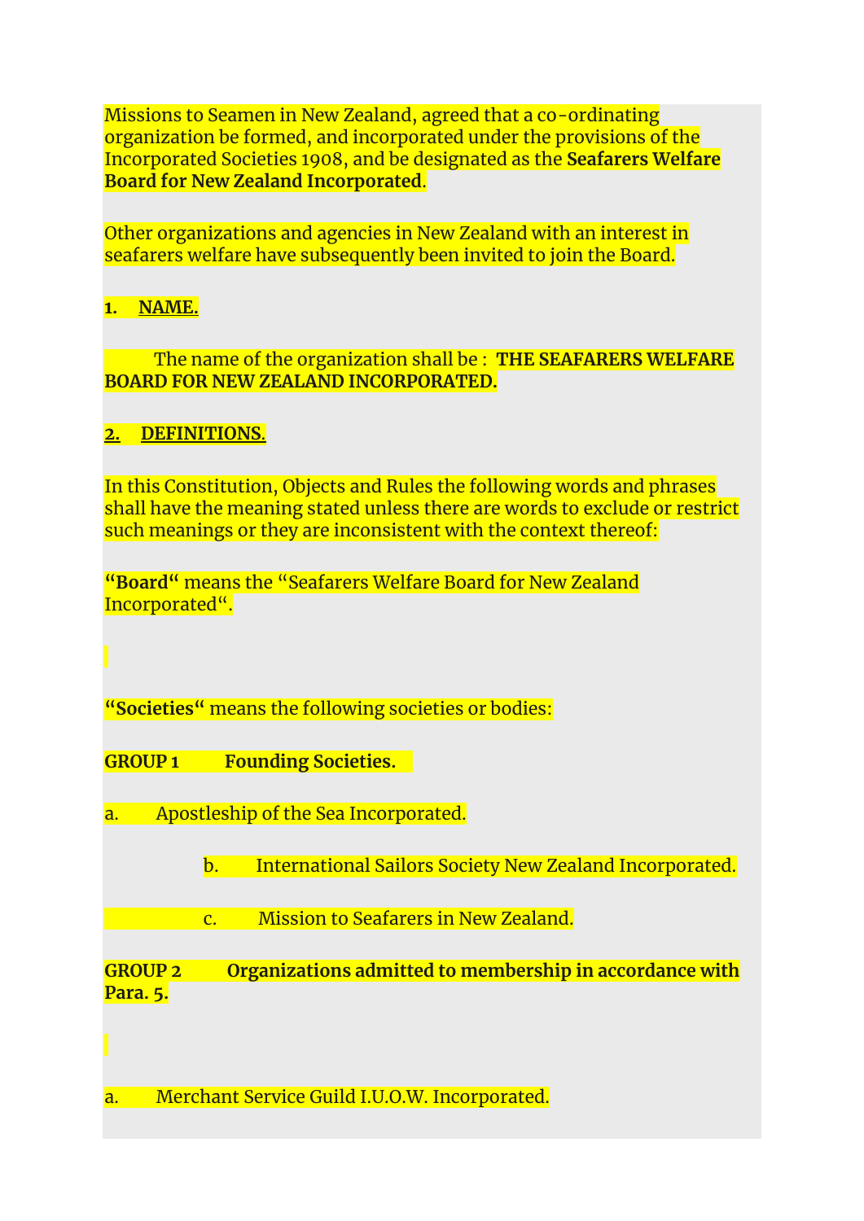Missions to Seamen in New Zealand, agreed that a co-ordinating organization be formed, and incorporated under the provisions of the Incorporated Societies 1908, and be designated as the **Seafarers Welfare Board for New Zealand Incorporated**.

Other organizations and agencies in New Zealand with an interest in seafarers welfare have subsequently been invited to join the Board.

**1. NAME.**

The name of the organization shall be : **THE SEAFARERS WELFARE BOARD FOR NEW ZEALAND INCORPORATED.**

**2. DEFINITIONS.**

In this Constitution, Objects and Rules the following words and phrases shall have the meaning stated unless there are words to exclude or restrict such meanings or they are inconsistent with the context thereof:

**"Board"** means the "Seafarers Welfare Board for New Zealand Incorporated".

**"Societies"** means the following societies or bodies:

**GROUP 1 Founding Societies.**

a. Apostleship of the Sea Incorporated.

b. International Sailors Society New Zealand Incorporated.

c. Mission to Seafarers in New Zealand.

**GROUP 2 Organizations admitted to membership in accordance with Para. 5.**

a. Merchant Service Guild I.U.O.W. Incorporated.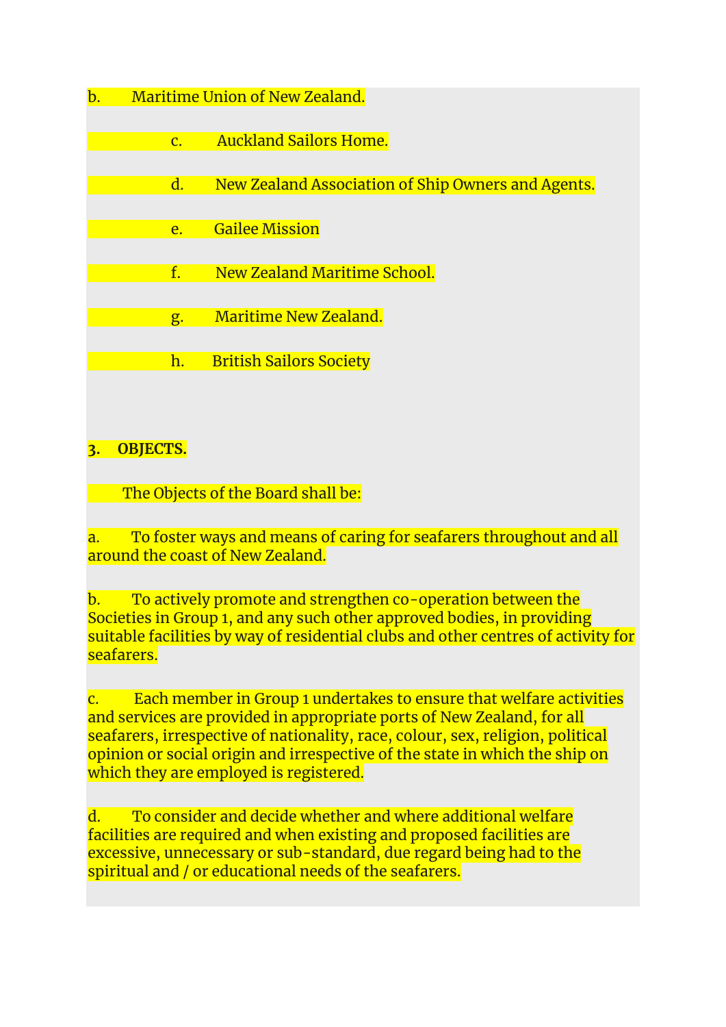b. Maritime Union of New Zealand.

c. Auckland Sailors Home.

d. New Zealand Association of Ship Owners and Agents.

e. Gailee Mission

f. New Zealand Maritime School.

g. Maritime New Zealand.

h. British Sailors Society

**3. OBJECTS.**

The Objects of the Board shall be:

a. To foster ways and means of caring for seafarers throughout and all around the coast of New Zealand.

b. To actively promote and strengthen co-operation between the Societies in Group 1, and any such other approved bodies, in providing suitable facilities by way of residential clubs and other centres of activity for seafarers.

c. Each member in Group 1 undertakes to ensure that welfare activities and services are provided in appropriate ports of New Zealand, for all seafarers, irrespective of nationality, race, colour, sex, religion, political opinion or social origin and irrespective of the state in which the ship on which they are employed is registered.

d. To consider and decide whether and where additional welfare facilities are required and when existing and proposed facilities are excessive, unnecessary or sub-standard, due regard being had to the spiritual and / or educational needs of the seafarers.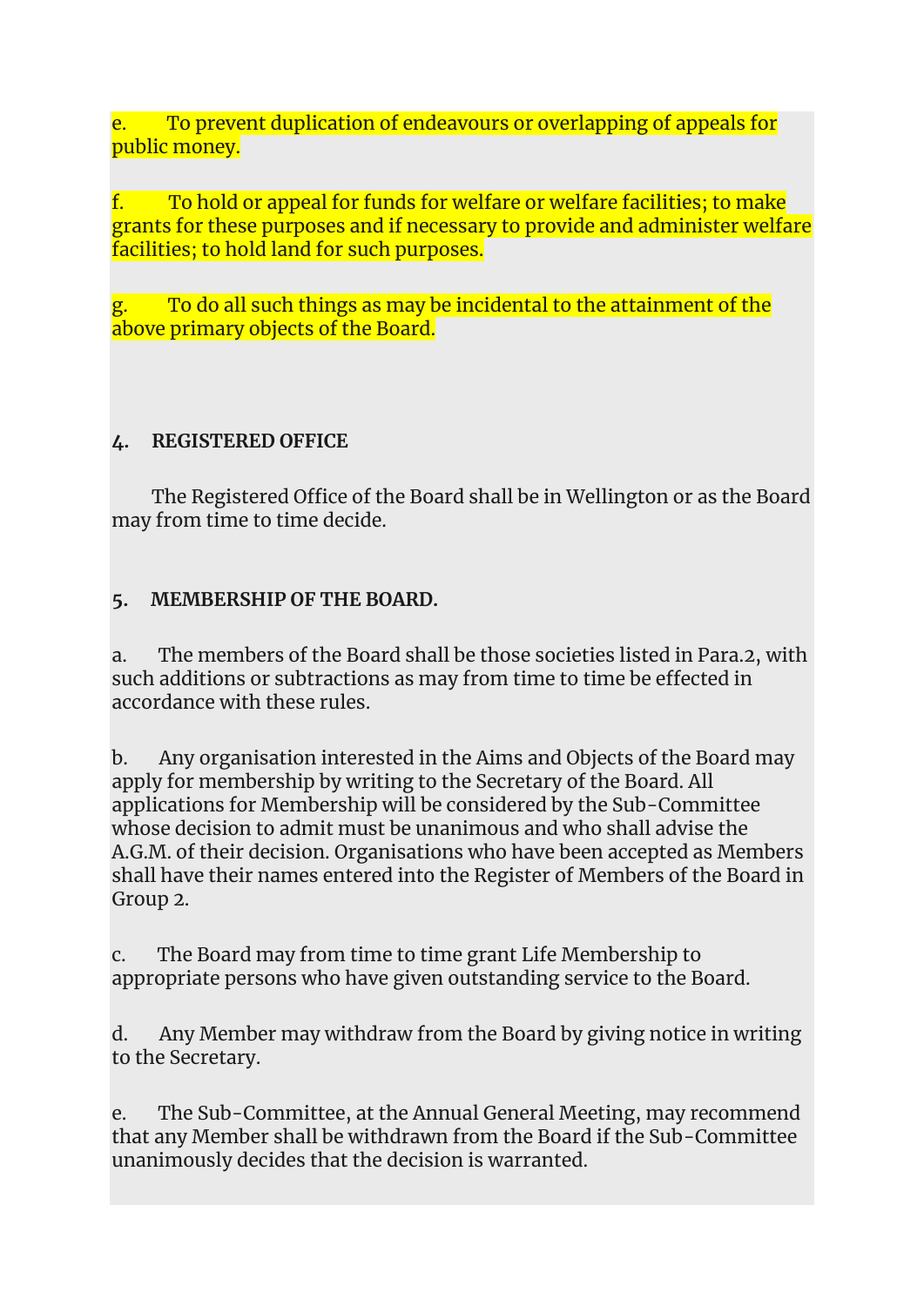e. To prevent duplication of endeavours or overlapping of appeals for public money.

f. To hold or appeal for funds for welfare or welfare facilities; to make grants for these purposes and if necessary to provide and administer welfare facilities; to hold land for such purposes.

g. To do all such things as may be incidental to the attainment of the above primary objects of the Board.

**4. REGISTERED OFFICE**

The Registered Office of the Board shall be in Wellington or as the Board may from time to time decide.

**5. MEMBERSHIP OF THE BOARD.**

a. The members of the Board shall be those societies listed in Para.2, with such additions or subtractions as may from time to time be effected in accordance with these rules.

b. Any organisation interested in the Aims and Objects of the Board may apply for membership by writing to the Secretary of the Board. All applications for Membership will be considered by the Sub-Committee whose decision to admit must be unanimous and who shall advise the A.G.M. of their decision. Organisations who have been accepted as Members shall have their names entered into the Register of Members of the Board in Group 2.

c. The Board may from time to time grant Life Membership to appropriate persons who have given outstanding service to the Board.

d. Any Member may withdraw from the Board by giving notice in writing to the Secretary.

e. The Sub-Committee, at the Annual General Meeting, may recommend that any Member shall be withdrawn from the Board if the Sub-Committee unanimously decides that the decision is warranted.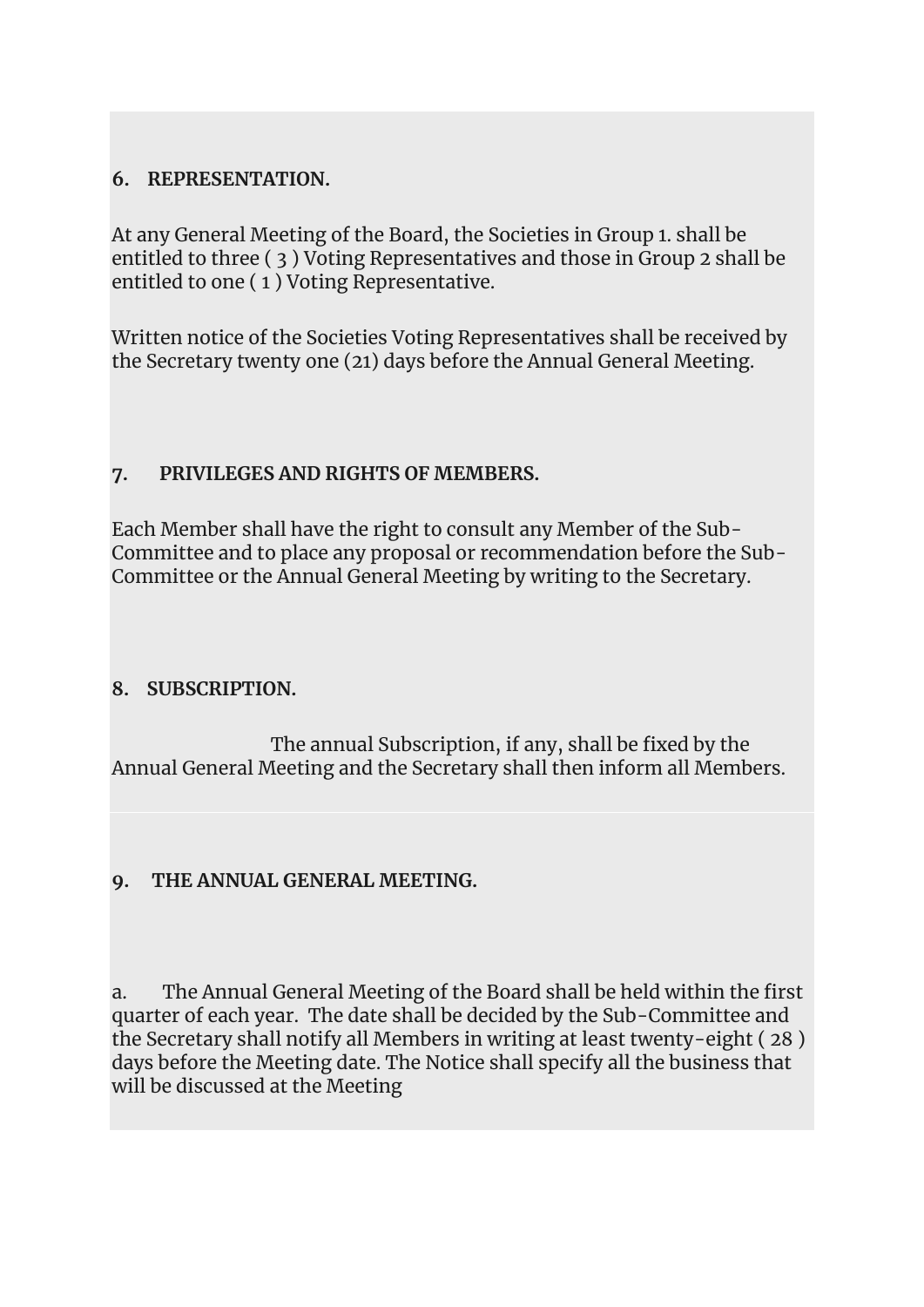**6. REPRESENTATION.**

At any General Meeting of the Board, the Societies in Group 1. shall be entitled to three ( 3 ) Voting Representatives and those in Group 2 shall be entitled to one ( 1 ) Voting Representative.

Written notice of the Societies Voting Representatives shall be received by the Secretary twenty one (21) days before the Annual General Meeting.

**7. PRIVILEGES AND RIGHTS OF MEMBERS.**

Each Member shall have the right to consult any Member of the Sub-Committee and to place any proposal or recommendation before the Sub-Committee or the Annual General Meeting by writing to the Secretary.

**8. SUBSCRIPTION.**

The annual Subscription, if any, shall be fixed by the Annual General Meeting and the Secretary shall then inform all Members.

**9. THE ANNUAL GENERAL MEETING.**

a. The Annual General Meeting of the Board shall be held within the first quarter of each year. The date shall be decided by the Sub-Committee and the Secretary shall notify all Members in writing at least twenty-eight ( 28 ) days before the Meeting date. The Notice shall specify all the business that will be discussed at the Meeting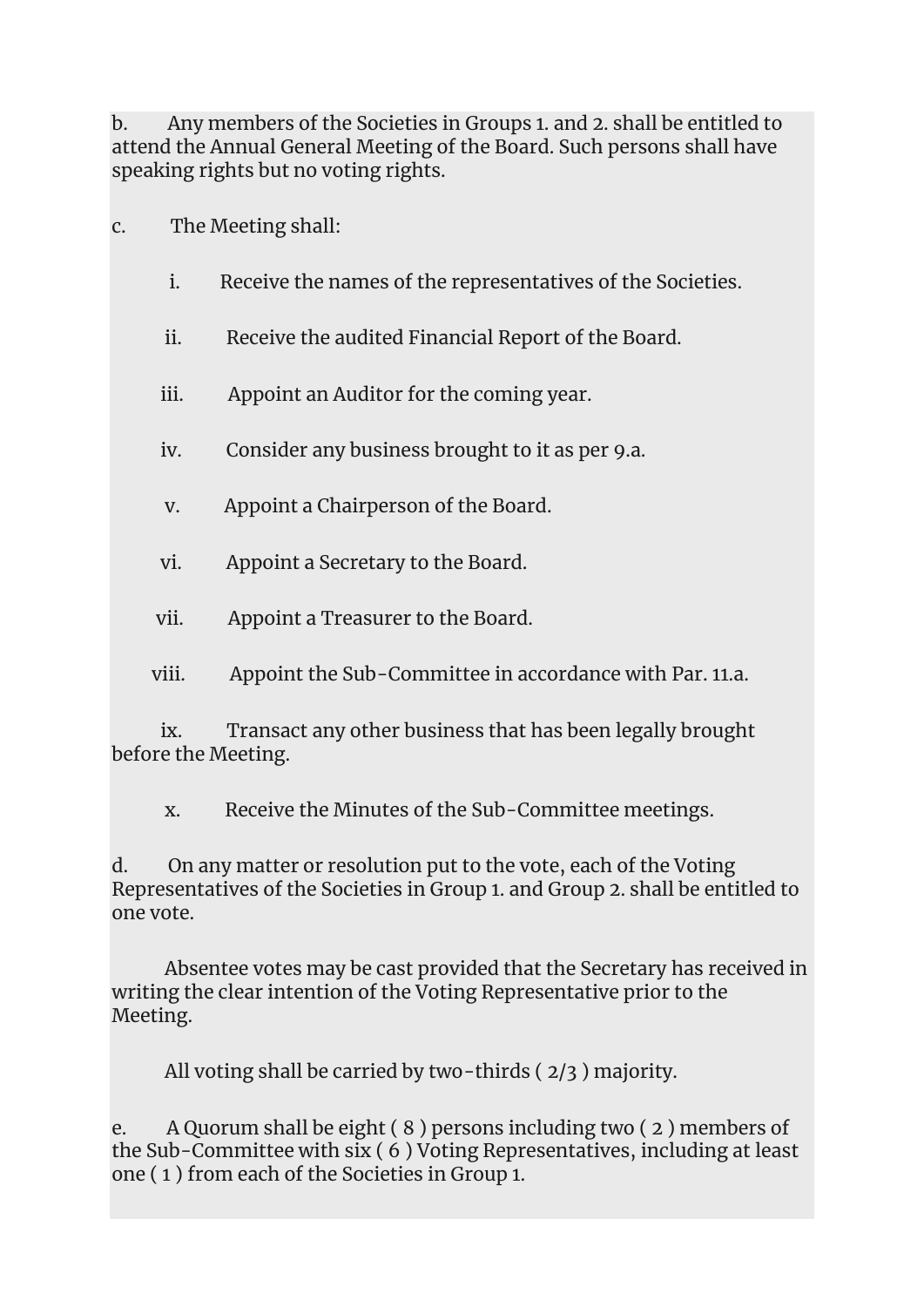b. Any members of the Societies in Groups 1. and 2. shall be entitled to attend the Annual General Meeting of the Board. Such persons shall have speaking rights but no voting rights.

c. The Meeting shall:

  i. Receive the names of the representatives of the Societies.

  ii. Receive the audited Financial Report of the Board.

  iii. Appoint an Auditor for the coming year.

  iv. Consider any business brought to it as per 9.a.

  v. Appoint a Chairperson of the Board.

  vi. Appoint a Secretary to the Board.

  vii. Appoint a Treasurer to the Board.

  viii. Appoint the Sub-Committee in accordance with Par. 11.a.

  ix. Transact any other business that has been legally brought before the Meeting.

  x. Receive the Minutes of the Sub-Committee meetings.

d. On any matter or resolution put to the vote, each of the Voting Representatives of the Societies in Group 1. and Group 2. shall be entitled to one vote.

Absentee votes may be cast provided that the Secretary has received in writing the clear intention of the Voting Representative prior to the Meeting.

All voting shall be carried by two-thirds ( 2/3 ) majority.

e. A Quorum shall be eight ( 8 ) persons including two ( 2 ) members of the Sub-Committee with six ( 6 ) Voting Representatives, including at least one ( 1 ) from each of the Societies in Group 1.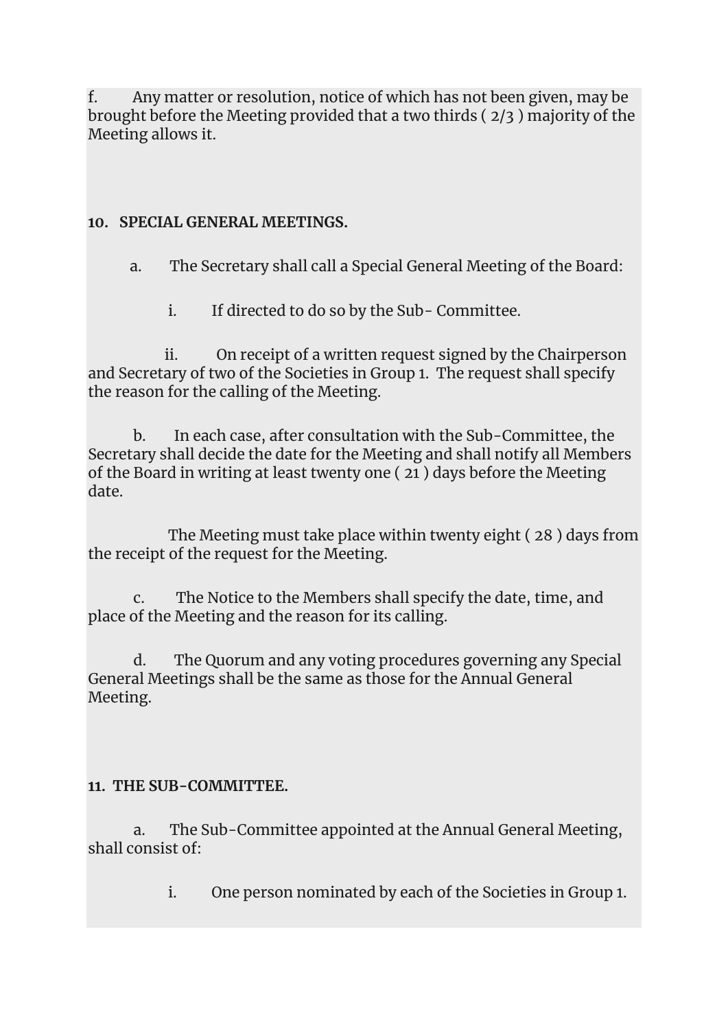f. Any matter or resolution, notice of which has not been given, may be brought before the Meeting provided that a two thirds ( 2/3 ) majority of the Meeting allows it.

**10. SPECIAL GENERAL MEETINGS.**

a. The Secretary shall call a Special General Meeting of the Board:

i. If directed to do so by the Sub- Committee.

ii. On receipt of a written request signed by the Chairperson and Secretary of two of the Societies in Group 1. The request shall specify the reason for the calling of the Meeting.

b. In each case, after consultation with the Sub-Committee, the Secretary shall decide the date for the Meeting and shall notify all Members of the Board in writing at least twenty one ( 21 ) days before the Meeting date.

The Meeting must take place within twenty eight ( 28 ) days from the receipt of the request for the Meeting.

c. The Notice to the Members shall specify the date, time, and place of the Meeting and the reason for its calling.

d. The Quorum and any voting procedures governing any Special General Meetings shall be the same as those for the Annual General Meeting.

**11. THE SUB-COMMITTEE.**

a. The Sub-Committee appointed at the Annual General Meeting, shall consist of:

i. One person nominated by each of the Societies in Group 1.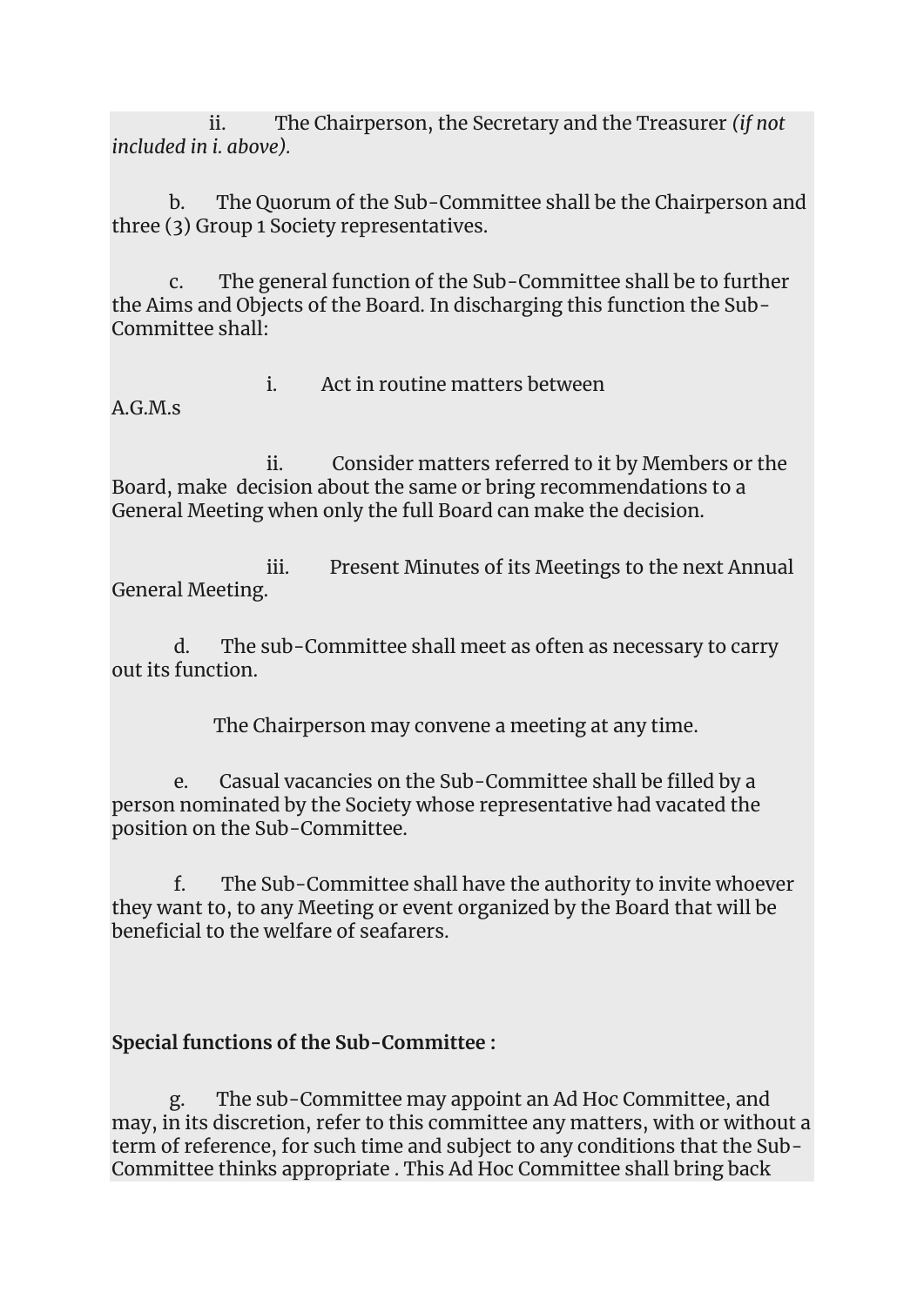ii. The Chairperson, the Secretary and the Treasurer *(if not included in i. above).*

b. The Quorum of the Sub-Committee shall be the Chairperson and three (3) Group 1 Society representatives.

c. The general function of the Sub-Committee shall be to further the Aims and Objects of the Board. In discharging this function the Sub-Committee shall:

i. Act in routine matters between A.G.M.s

ii. Consider matters referred to it by Members or the Board, make decision about the same or bring recommendations to a General Meeting when only the full Board can make the decision.

iii. Present Minutes of its Meetings to the next Annual General Meeting.

d. The sub-Committee shall meet as often as necessary to carry out its function.

The Chairperson may convene a meeting at any time.

e. Casual vacancies on the Sub-Committee shall be filled by a person nominated by the Society whose representative had vacated the position on the Sub-Committee.

f. The Sub-Committee shall have the authority to invite whoever they want to, to any Meeting or event organized by the Board that will be beneficial to the welfare of seafarers.

**Special functions of the Sub-Committee :**

g. The sub-Committee may appoint an Ad Hoc Committee, and may, in its discretion, refer to this committee any matters, with or without a term of reference, for such time and subject to any conditions that the Sub-Committee thinks appropriate . This Ad Hoc Committee shall bring back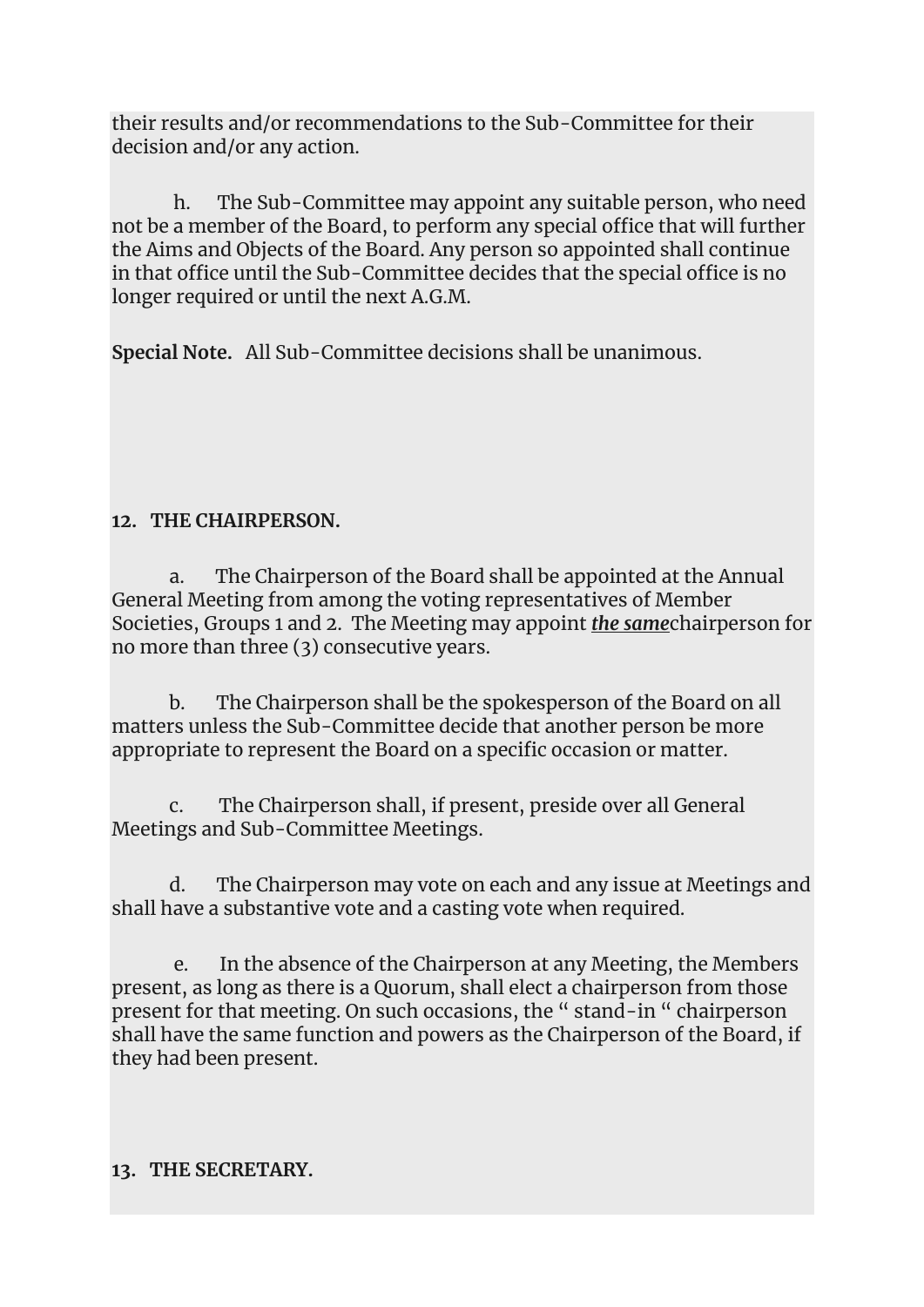their results and/or recommendations to the Sub-Committee for their decision and/or any action.

h. The Sub-Committee may appoint any suitable person, who need not be a member of the Board, to perform any special office that will further the Aims and Objects of the Board. Any person so appointed shall continue in that office until the Sub-Committee decides that the special office is no longer required or until the next A.G.M.

**Special Note.** All Sub-Committee decisions shall be unanimous.

**12. THE CHAIRPERSON.**

a. The Chairperson of the Board shall be appointed at the Annual General Meeting from among the voting representatives of Member Societies, Groups 1 and 2. The Meeting may appoint ***the same***chairperson for no more than three (3) consecutive years.

b. The Chairperson shall be the spokesperson of the Board on all matters unless the Sub-Committee decide that another person be more appropriate to represent the Board on a specific occasion or matter.

c. The Chairperson shall, if present, preside over all General Meetings and Sub-Committee Meetings.

d. The Chairperson may vote on each and any issue at Meetings and shall have a substantive vote and a casting vote when required.

e. In the absence of the Chairperson at any Meeting, the Members present, as long as there is a Quorum, shall elect a chairperson from those present for that meeting. On such occasions, the " stand-in " chairperson shall have the same function and powers as the Chairperson of the Board, if they had been present.

**13. THE SECRETARY.**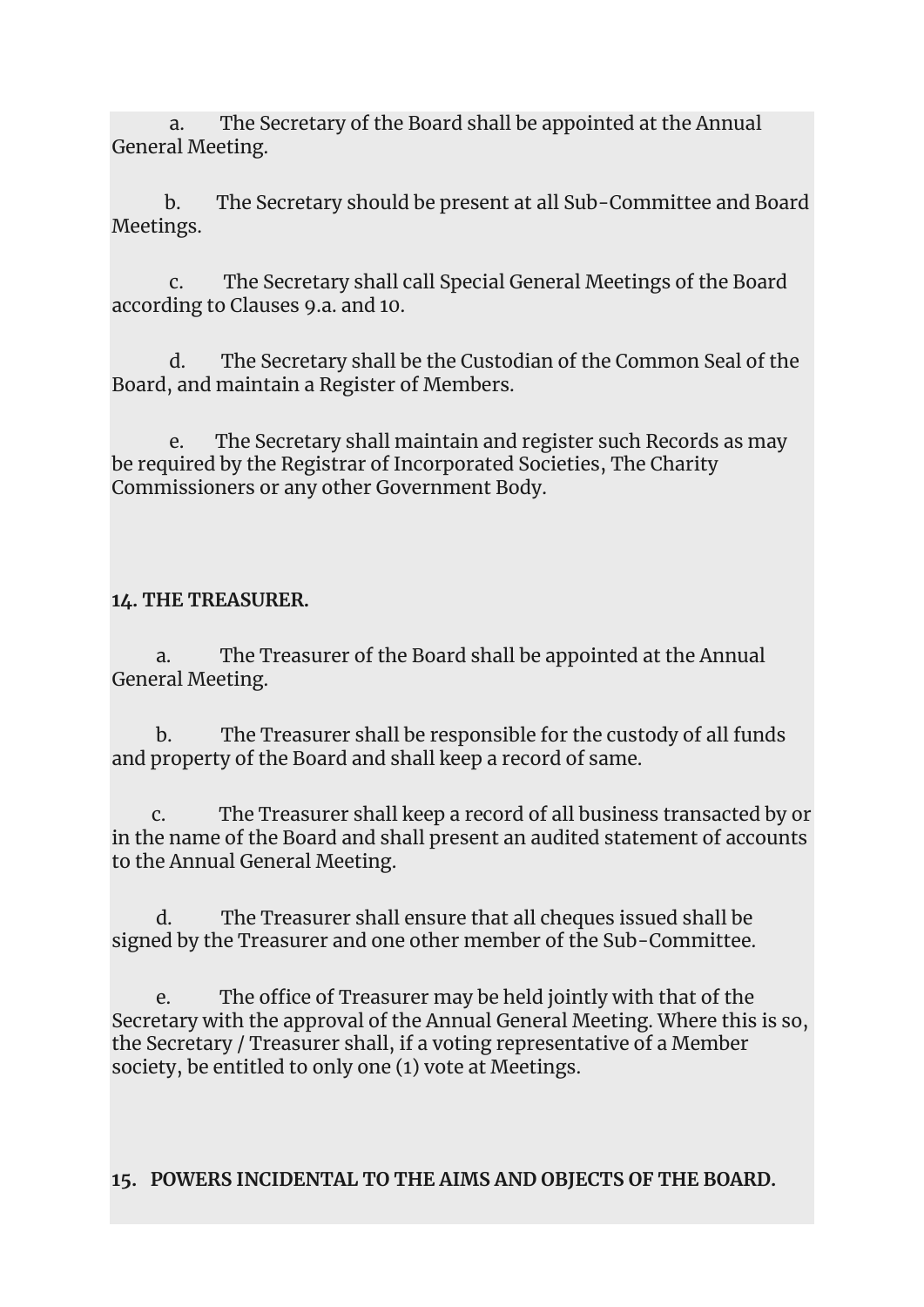a. The Secretary of the Board shall be appointed at the Annual General Meeting.

b. The Secretary should be present at all Sub-Committee and Board Meetings.

c. The Secretary shall call Special General Meetings of the Board according to Clauses 9.a. and 10.

d. The Secretary shall be the Custodian of the Common Seal of the Board, and maintain a Register of Members.

e. The Secretary shall maintain and register such Records as may be required by the Registrar of Incorporated Societies, The Charity Commissioners or any other Government Body.

**14. THE TREASURER.**

a. The Treasurer of the Board shall be appointed at the Annual General Meeting.

b. The Treasurer shall be responsible for the custody of all funds and property of the Board and shall keep a record of same.

c. The Treasurer shall keep a record of all business transacted by or in the name of the Board and shall present an audited statement of accounts to the Annual General Meeting.

d. The Treasurer shall ensure that all cheques issued shall be signed by the Treasurer and one other member of the Sub-Committee.

e. The office of Treasurer may be held jointly with that of the Secretary with the approval of the Annual General Meeting. Where this is so, the Secretary / Treasurer shall, if a voting representative of a Member society, be entitled to only one (1) vote at Meetings.

**15. POWERS INCIDENTAL TO THE AIMS AND OBJECTS OF THE BOARD.**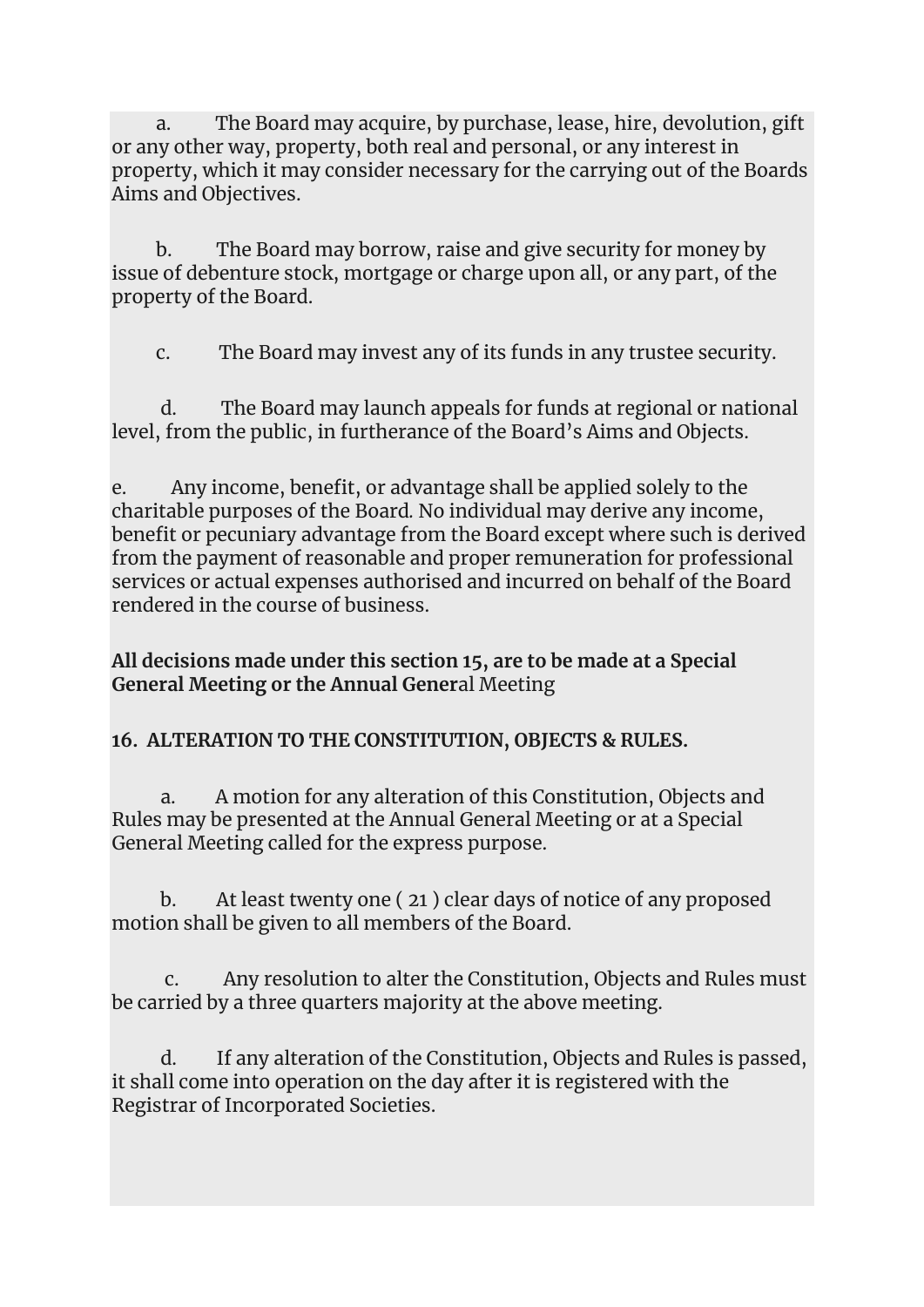a. The Board may acquire, by purchase, lease, hire, devolution, gift or any other way, property, both real and personal, or any interest in property, which it may consider necessary for the carrying out of the Boards Aims and Objectives.

b. The Board may borrow, raise and give security for money by issue of debenture stock, mortgage or charge upon all, or any part, of the property of the Board.

c. The Board may invest any of its funds in any trustee security.

d. The Board may launch appeals for funds at regional or national level, from the public, in furtherance of the Board's Aims and Objects.

e. Any income, benefit, or advantage shall be applied solely to the charitable purposes of the Board. No individual may derive any income, benefit or pecuniary advantage from the Board except where such is derived from the payment of reasonable and proper remuneration for professional services or actual expenses authorised and incurred on behalf of the Board rendered in the course of business.

**All decisions made under this section 15, are to be made at a Special General Meeting or the Annual Gener**al Meeting

**16. ALTERATION TO THE CONSTITUTION, OBJECTS & RULES.**

a. A motion for any alteration of this Constitution, Objects and Rules may be presented at the Annual General Meeting or at a Special General Meeting called for the express purpose.

b. At least twenty one ( 21 ) clear days of notice of any proposed motion shall be given to all members of the Board.

c. Any resolution to alter the Constitution, Objects and Rules must be carried by a three quarters majority at the above meeting.

d. If any alteration of the Constitution, Objects and Rules is passed, it shall come into operation on the day after it is registered with the Registrar of Incorporated Societies.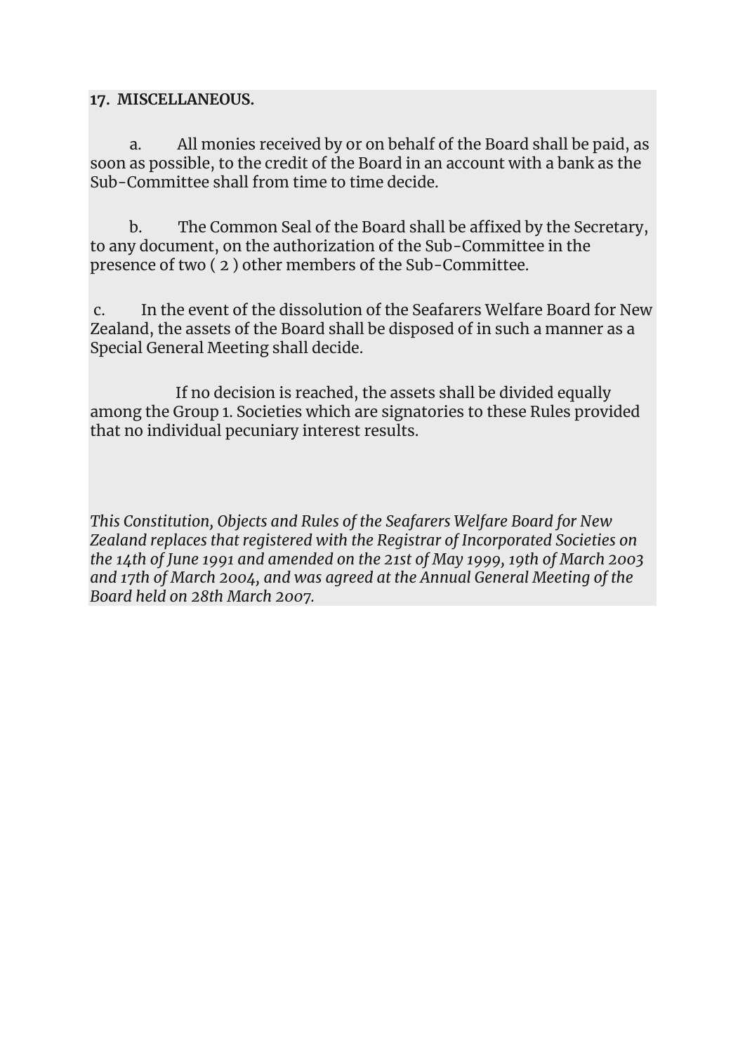**17. MISCELLANEOUS.**

a. All monies received by or on behalf of the Board shall be paid, as soon as possible, to the credit of the Board in an account with a bank as the Sub-Committee shall from time to time decide.

b. The Common Seal of the Board shall be affixed by the Secretary, to any document, on the authorization of the Sub-Committee in the presence of two ( 2 ) other members of the Sub-Committee.

c. In the event of the dissolution of the Seafarers Welfare Board for New Zealand, the assets of the Board shall be disposed of in such a manner as a Special General Meeting shall decide.

If no decision is reached, the assets shall be divided equally among the Group 1. Societies which are signatories to these Rules provided that no individual pecuniary interest results.

*This Constitution, Objects and Rules of the Seafarers Welfare Board for New Zealand replaces that registered with the Registrar of Incorporated Societies on the 14th of June 1991 and amended on the 21st of May 1999, 19th of March 2003 and 17th of March 2004, and was agreed at the Annual General Meeting of the Board held on 28th March 2007.*